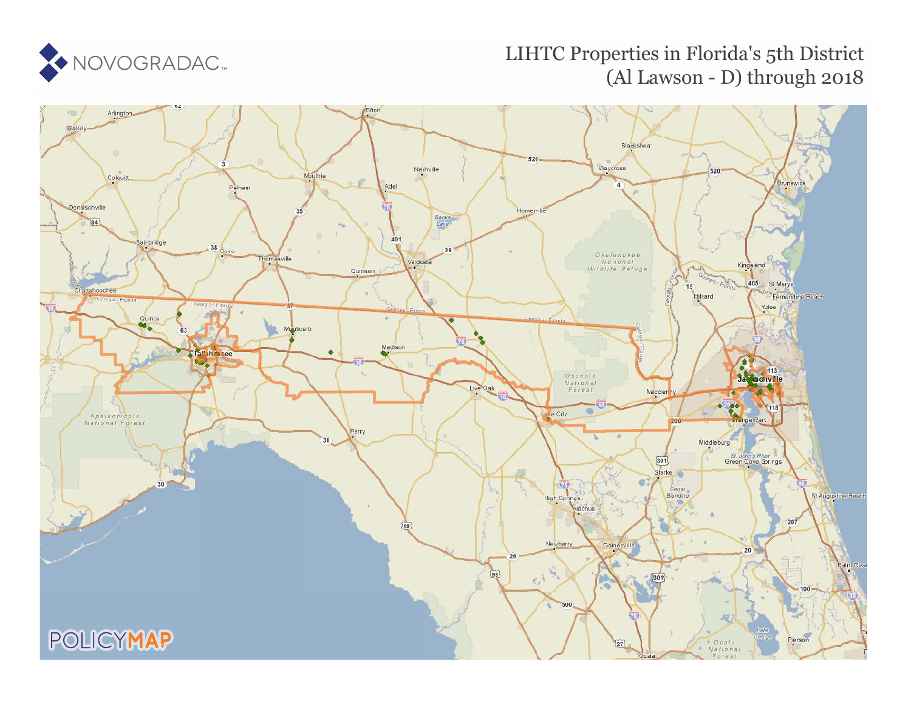# LIHTC Properties in Florida's 5th District (Al Lawson - D) through 2018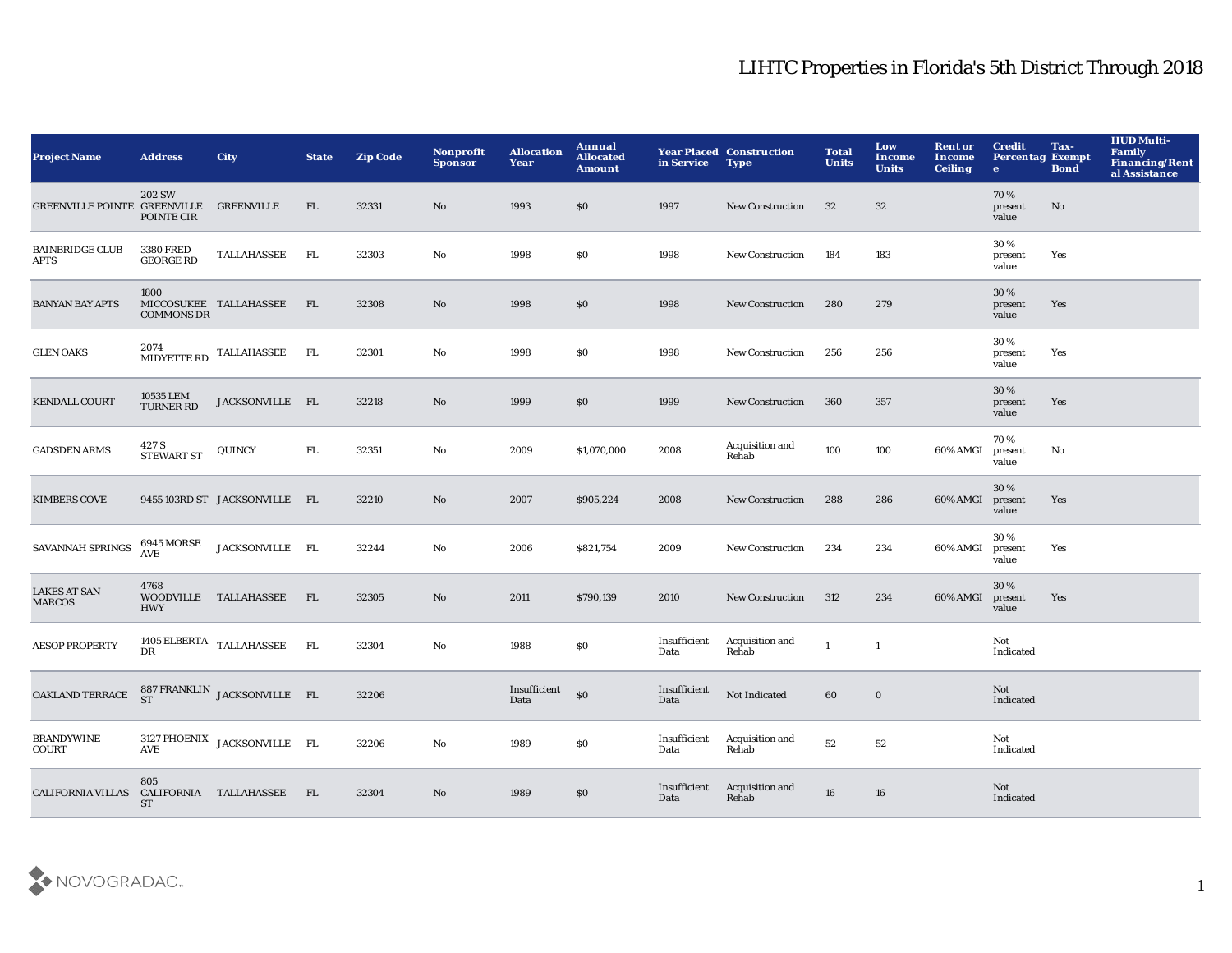# LIHTC Properties in Florida's 5th District Through 2018

| Project Name | Address | City | State | Zip Code | Nonprofit Sponsor | Allocation Year | Annual Allocated Amount | Year Placed in Service | Construction Type | Total Units | Low Income Units | Rent or Income Ceiling | Credit Percentage | Tax-Exempt Bond | HUD Multi-Family Financing/Rental Assistance |
|---|---|---|---|---|---|---|---|---|---|---|---|---|---|---|---|
| GREENVILLE POINTE | 202 SW GREENVILLE POINTE CIR | GREENVILLE | FL | 32331 | No | 1993 | $0 | 1997 | New Construction | 32 | 32 | | 70 % present value | No | |
| BAINBRIDGE CLUB APTS | 3380 FRED GEORGE RD | TALLAHASSEE | FL | 32303 | No | 1998 | $0 | 1998 | New Construction | 184 | 183 | | 30 % present value | Yes | |
| BANYAN BAY APTS | 1800 MICCOSUKEE COMMONS DR | TALLAHASSEE | FL | 32308 | No | 1998 | $0 | 1998 | New Construction | 280 | 279 | | 30 % present value | Yes | |
| GLEN OAKS | 2074 MIDYETTE RD | TALLAHASSEE | FL | 32301 | No | 1998 | $0 | 1998 | New Construction | 256 | 256 | | 30 % present value | Yes | |
| KENDALL COURT | 10535 LEM TURNER RD | JACKSONVILLE | FL | 32218 | No | 1999 | $0 | 1999 | New Construction | 360 | 357 | | 30 % present value | Yes | |
| GADSDEN ARMS | 427 S STEWART ST | QUINCY | FL | 32351 | No | 2009 | $1,070,000 | 2008 | Acquisition and Rehab | 100 | 100 | 60% AMGI | 70 % present value | No | |
| KIMBERS COVE | 9455 103RD ST | JACKSONVILLE | FL | 32210 | No | 2007 | $905,224 | 2008 | New Construction | 288 | 286 | 60% AMGI | 30 % present value | Yes | |
| SAVANNAH SPRINGS | 6945 MORSE AVE | JACKSONVILLE | FL | 32244 | No | 2006 | $821,754 | 2009 | New Construction | 234 | 234 | 60% AMGI | 30 % present value | Yes | |
| LAKES AT SAN MARCOS | 4768 WOODVILLE HWY | TALLAHASSEE | FL | 32305 | No | 2011 | $790,139 | 2010 | New Construction | 312 | 234 | 60% AMGI | 30 % present value | Yes | |
| AESOP PROPERTY | 1405 ELBERTA DR | TALLAHASSEE | FL | 32304 | No | 1988 | $0 | Insufficient Data | Acquisition and Rehab | 1 | 1 | | Not Indicated | | |
| OAKLAND TERRACE | 887 FRANKLIN ST | JACKSONVILLE | FL | 32206 | | Insufficient Data | $0 | Insufficient Data | Not Indicated | 60 | 0 | | Not Indicated | | |
| BRANDYWINE COURT | 3127 PHOENIX AVE | JACKSONVILLE | FL | 32206 | No | 1989 | $0 | Insufficient Data | Acquisition and Rehab | 52 | 52 | | Not Indicated | | |
| CALIFORNIA VILLAS | 805 CALIFORNIA ST | TALLAHASSEE | FL | 32304 | No | 1989 | $0 | Insufficient Data | Acquisition and Rehab | 16 | 16 | | Not Indicated | | |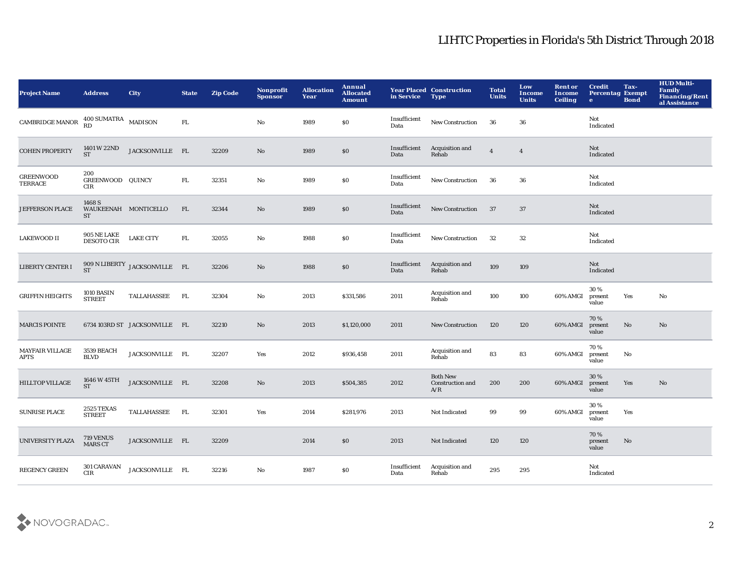# LIHTC Properties in Florida's 5th District Through 2018

| Project Name | Address | City | State | Zip Code | Nonprofit Sponsor | Allocation Year | Annual Allocated Amount | Year Placed in Service | Construction Type | Total Units | Low Income Units | Rent or Income Ceiling | Credit Percentage | Tax-Exempt Bond | HUD Multi-Family Financing/Rental Assistance |
|---|---|---|---|---|---|---|---|---|---|---|---|---|---|---|---|
| CAMBRIDGE MANOR | 400 SUMATRA RD | MADISON | FL | | No | 1989 | $0 | Insufficient Data | New Construction | 36 | 36 | | Not Indicated | | |
| COHEN PROPERTY | 1401 W 22ND ST | JACKSONVILLE | FL | 32209 | No | 1989 | $0 | Insufficient Data | Acquisition and Rehab | 4 | 4 | | Not Indicated | | |
| GREENWOOD TERRACE | 200 GREENWOOD CIR | QUINCY | FL | 32351 | No | 1989 | $0 | Insufficient Data | New Construction | 36 | 36 | | Not Indicated | | |
| JEFFERSON PLACE | 1468 S WAUKEENAH ST | MONTICELLO | FL | 32344 | No | 1989 | $0 | Insufficient Data | New Construction | 37 | 37 | | Not Indicated | | |
| LAKEWOOD II | 905 NE LAKE DESOTO CIR | LAKE CITY | FL | 32055 | No | 1988 | $0 | Insufficient Data | New Construction | 32 | 32 | | Not Indicated | | |
| LIBERTY CENTER I | 909 N LIBERTY ST | JACKSONVILLE | FL | 32206 | No | 1988 | $0 | Insufficient Data | Acquisition and Rehab | 109 | 109 | | Not Indicated | | |
| GRIFFIN HEIGHTS | 1010 BASIN STREET | TALLAHASSEE | FL | 32304 | No | 2013 | $331,586 | 2011 | Acquisition and Rehab | 100 | 100 | 60% AMGI | 30 % present value | Yes | No |
| MARCIS POINTE | 6734 103RD ST | JACKSONVILLE | FL | 32210 | No | 2013 | $1,120,000 | 2011 | New Construction | 120 | 120 | 60% AMGI | 70 % present value | No | No |
| MAYFAIR VILLAGE APTS | 3539 BEACH BLVD | JACKSONVILLE | FL | 32207 | Yes | 2012 | $936,458 | 2011 | Acquisition and Rehab | 83 | 83 | 60% AMGI | 70 % present value | No | |
| HILLTOP VILLAGE | 1646 W 45TH ST | JACKSONVILLE | FL | 32208 | No | 2013 | $504,385 | 2012 | Both New Construction and A/R | 200 | 200 | 60% AMGI | 30 % present value | Yes | No |
| SUNRISE PLACE | 2525 TEXAS STREET | TALLAHASSEE | FL | 32301 | Yes | 2014 | $281,976 | 2013 | Not Indicated | 99 | 99 | 60% AMGI | 30 % present value | Yes | |
| UNIVERSITY PLAZA | 719 VENUS MARS CT | JACKSONVILLE | FL | 32209 | | 2014 | $0 | 2013 | Not Indicated | 120 | 120 | | 70 % present value | No | |
| REGENCY GREEN | 301 CARAVAN CIR | JACKSONVILLE | FL | 32216 | No | 1987 | $0 | Insufficient Data | Acquisition and Rehab | 295 | 295 | | Not Indicated | | |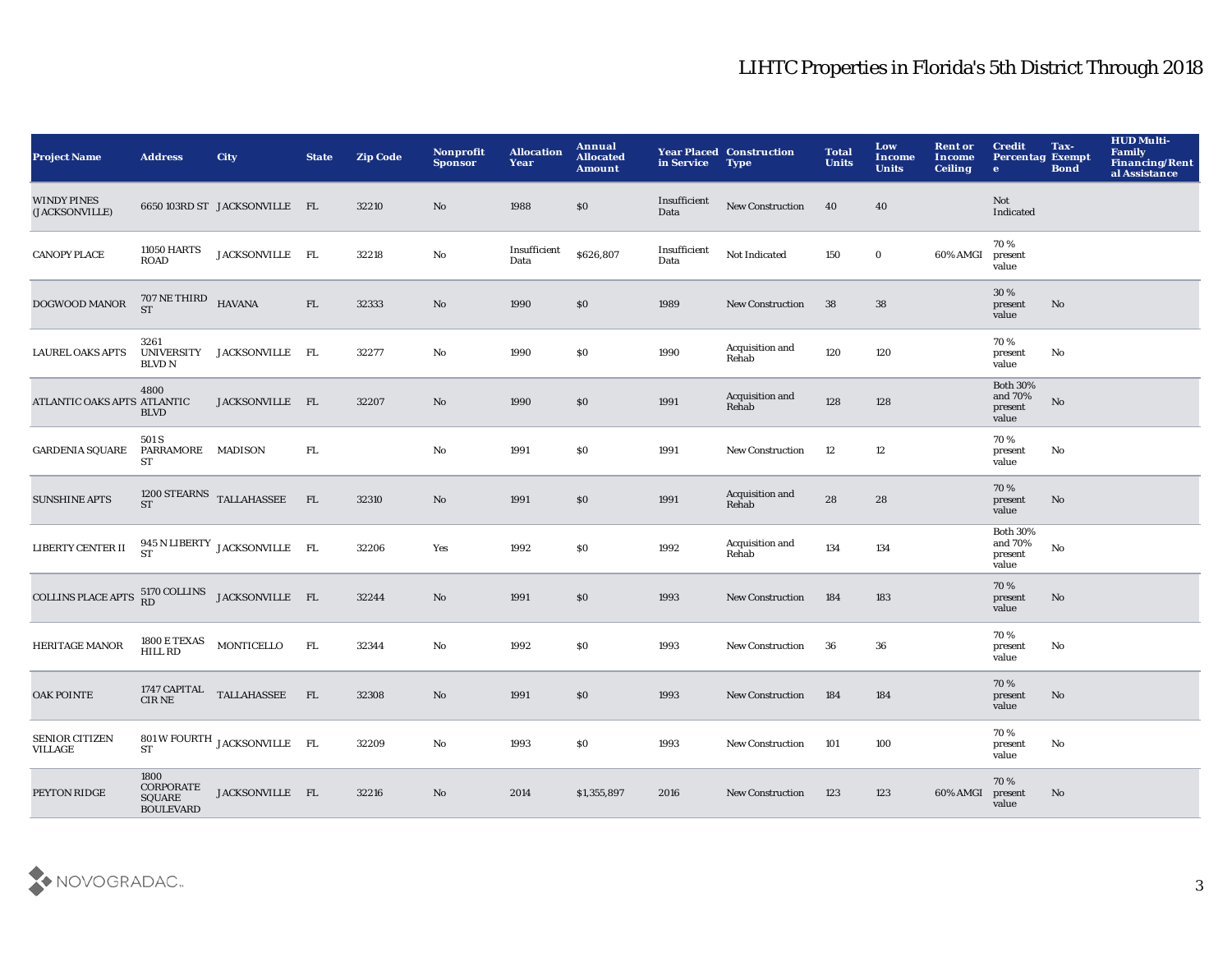# LIHTC Properties in Florida's 5th District Through 2018

| Project Name | Address | City | State | Zip Code | Nonprofit Sponsor | Allocation Year | Annual Allocated Amount | Year Placed in Service | Construction Type | Total Units | Low Income Units | Rent or Income Ceiling | Credit Percentage | Tax-Exempt Bond | HUD Multi-Family Financing/Rental Assistance |
|---|---|---|---|---|---|---|---|---|---|---|---|---|---|---|---|
| WINDY PINES (JACKSONVILLE) | 6650 103RD ST | JACKSONVILLE | FL | 32210 | No | 1988 | $0 | Insufficient Data | New Construction | 40 | 40 | | Not Indicated | | |
| CANOPY PLACE | 11050 HARTS ROAD | JACKSONVILLE | FL | 32218 | No | Insufficient Data | $626,807 | Insufficient Data | Not Indicated | 150 | 0 | 60% AMGI | 70 % present value | | |
| DOGWOOD MANOR | 707 NE THIRD ST | HAVANA | FL | 32333 | No | 1990 | $0 | 1989 | New Construction | 38 | 38 | | 30 % present value | No | |
| LAUREL OAKS APTS | 3261 UNIVERSITY BLVD N | JACKSONVILLE | FL | 32277 | No | 1990 | $0 | 1990 | Acquisition and Rehab | 120 | 120 | | 70 % present value | No | |
| ATLANTIC OAKS APTS | 4800 ATLANTIC BLVD | JACKSONVILLE | FL | 32207 | No | 1990 | $0 | 1991 | Acquisition and Rehab | 128 | 128 | | Both 30% and 70% present value | No | |
| GARDENIA SQUARE | 501 S PARRAMORE ST | MADISON | FL | | No | 1991 | $0 | 1991 | New Construction | 12 | 12 | | 70 % present value | No | |
| SUNSHINE APTS | 1200 STEARNS ST | TALLAHASSEE | FL | 32310 | No | 1991 | $0 | 1991 | Acquisition and Rehab | 28 | 28 | | 70 % present value | No | |
| LIBERTY CENTER II | 945 N LIBERTY ST | JACKSONVILLE | FL | 32206 | Yes | 1992 | $0 | 1992 | Acquisition and Rehab | 134 | 134 | | Both 30% and 70% present value | No | |
| COLLINS PLACE APTS | 5170 COLLINS RD | JACKSONVILLE | FL | 32244 | No | 1991 | $0 | 1993 | New Construction | 184 | 183 | | 70 % present value | No | |
| HERITAGE MANOR | 1800 E TEXAS HILL RD | MONTICELLO | FL | 32344 | No | 1992 | $0 | 1993 | New Construction | 36 | 36 | | 70 % present value | No | |
| OAK POINTE | 1747 CAPITAL CIR NE | TALLAHASSEE | FL | 32308 | No | 1991 | $0 | 1993 | New Construction | 184 | 184 | | 70 % present value | No | |
| SENIOR CITIZEN VILLAGE | 801 W FOURTH ST | JACKSONVILLE | FL | 32209 | No | 1993 | $0 | 1993 | New Construction | 101 | 100 | | 70 % present value | No | |
| PEYTON RIDGE | 1800 CORPORATE SQUARE BOULEVARD | JACKSONVILLE | FL | 32216 | No | 2014 | $1,355,897 | 2016 | New Construction | 123 | 123 | 60% AMGI | 70 % present value | No | |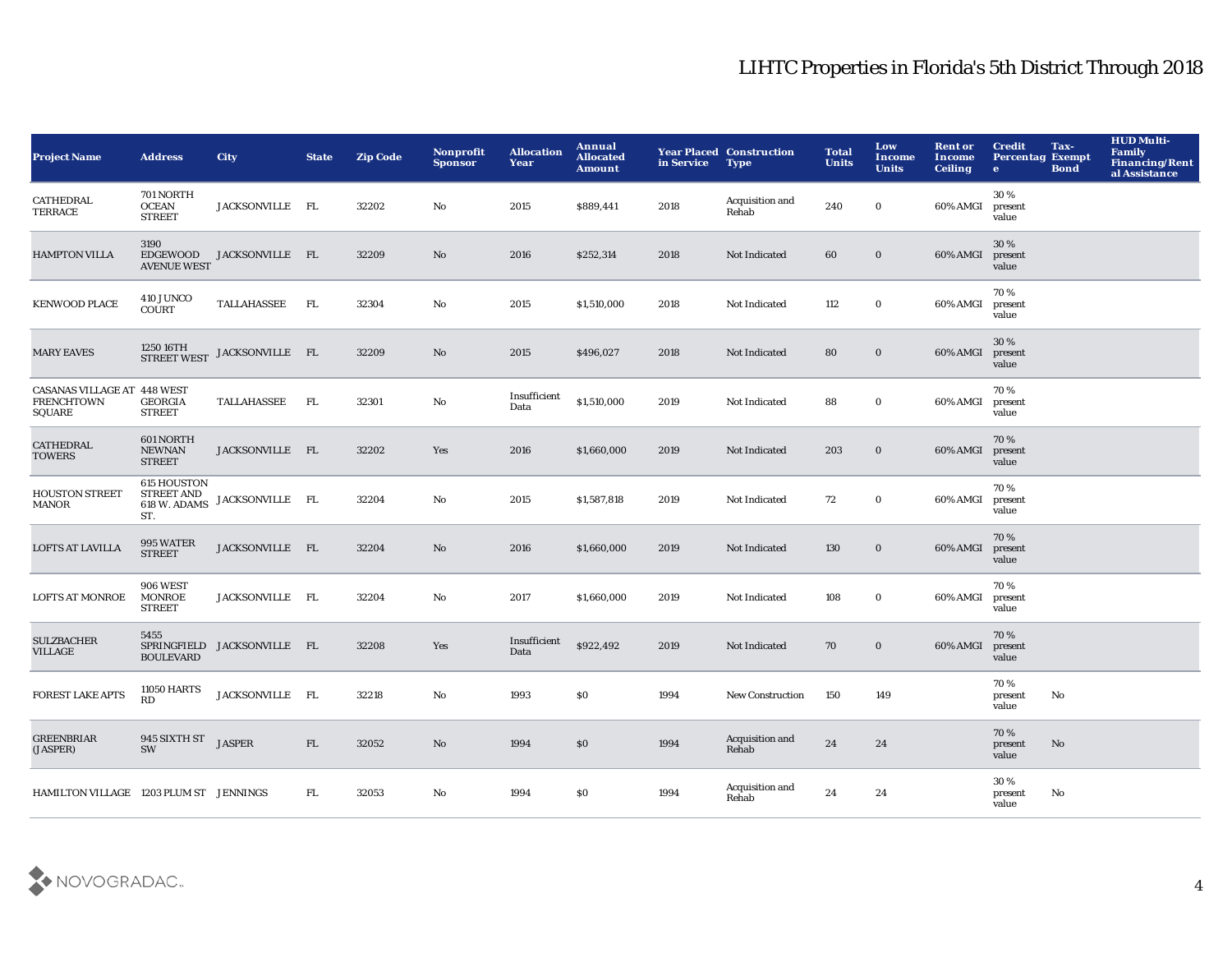# LIHTC Properties in Florida's 5th District Through 2018

| Project Name | Address | City | State | Zip Code | Nonprofit Sponsor | Allocation Year | Annual Allocated Amount | Year Placed in Service | Construction Type | Total Units | Low Income Units | Rent or Income Ceiling | Credit Percentage | Tax-Exempt Bond | HUD Multi-Family Financing/Rental Assistance |
|---|---|---|---|---|---|---|---|---|---|---|---|---|---|---|---|
| CATHEDRAL TERRACE | 701 NORTH OCEAN STREET | JACKSONVILLE | FL | 32202 | No | 2015 | $889,441 | 2018 | Acquisition and Rehab | 240 | 0 | 60% AMGI | 30 % present value | | |
| HAMPTON VILLA | 3190 EDGEWOOD AVENUE WEST | JACKSONVILLE | FL | 32209 | No | 2016 | $252,314 | 2018 | Not Indicated | 60 | 0 | 60% AMGI | 30 % present value | | |
| KENWOOD PLACE | 410 JUNCO COURT | TALLAHASSEE | FL | 32304 | No | 2015 | $1,510,000 | 2018 | Not Indicated | 112 | 0 | 60% AMGI | 70 % present value | | |
| MARY EAVES | 1250 16TH STREET WEST | JACKSONVILLE | FL | 32209 | No | 2015 | $496,027 | 2018 | Not Indicated | 80 | 0 | 60% AMGI | 30 % present value | | |
| CASANAS VILLAGE AT FRENCHTOWN SQUARE | 448 WEST GEORGIA STREET | TALLAHASSEE | FL | 32301 | No | Insufficient Data | $1,510,000 | 2019 | Not Indicated | 88 | 0 | 60% AMGI | 70 % present value | | |
| CATHEDRAL TOWERS | 601 NORTH NEWNAN STREET | JACKSONVILLE | FL | 32202 | Yes | 2016 | $1,660,000 | 2019 | Not Indicated | 203 | 0 | 60% AMGI | 70 % present value | | |
| HOUSTON STREET MANOR | 615 HOUSTON STREET AND 618 W. ADAMS ST. | JACKSONVILLE | FL | 32204 | No | 2015 | $1,587,818 | 2019 | Not Indicated | 72 | 0 | 60% AMGI | 70 % present value | | |
| LOFTS AT LAVILLA | 995 WATER STREET | JACKSONVILLE | FL | 32204 | No | 2016 | $1,660,000 | 2019 | Not Indicated | 130 | 0 | 60% AMGI | 70 % present value | | |
| LOFTS AT MONROE | 906 WEST MONROE STREET | JACKSONVILLE | FL | 32204 | No | 2017 | $1,660,000 | 2019 | Not Indicated | 108 | 0 | 60% AMGI | 70 % present value | | |
| SULZBACHER VILLAGE | 5455 SPRINGFIELD BOULEVARD | JACKSONVILLE | FL | 32208 | Yes | Insufficient Data | $922,492 | 2019 | Not Indicated | 70 | 0 | 60% AMGI | 70 % present value | | |
| FOREST LAKE APTS | 11050 HARTS RD | JACKSONVILLE | FL | 32218 | No | 1993 | $0 | 1994 | New Construction | 150 | 149 | | 70 % present value | No | |
| GREENBRIAR (JASPER) | 945 SIXTH ST SW | JASPER | FL | 32052 | No | 1994 | $0 | 1994 | Acquisition and Rehab | 24 | 24 | | 70 % present value | No | |
| HAMILTON VILLAGE | 1203 PLUM ST | JENNINGS | FL | 32053 | No | 1994 | $0 | 1994 | Acquisition and Rehab | 24 | 24 | | 30 % present value | No | |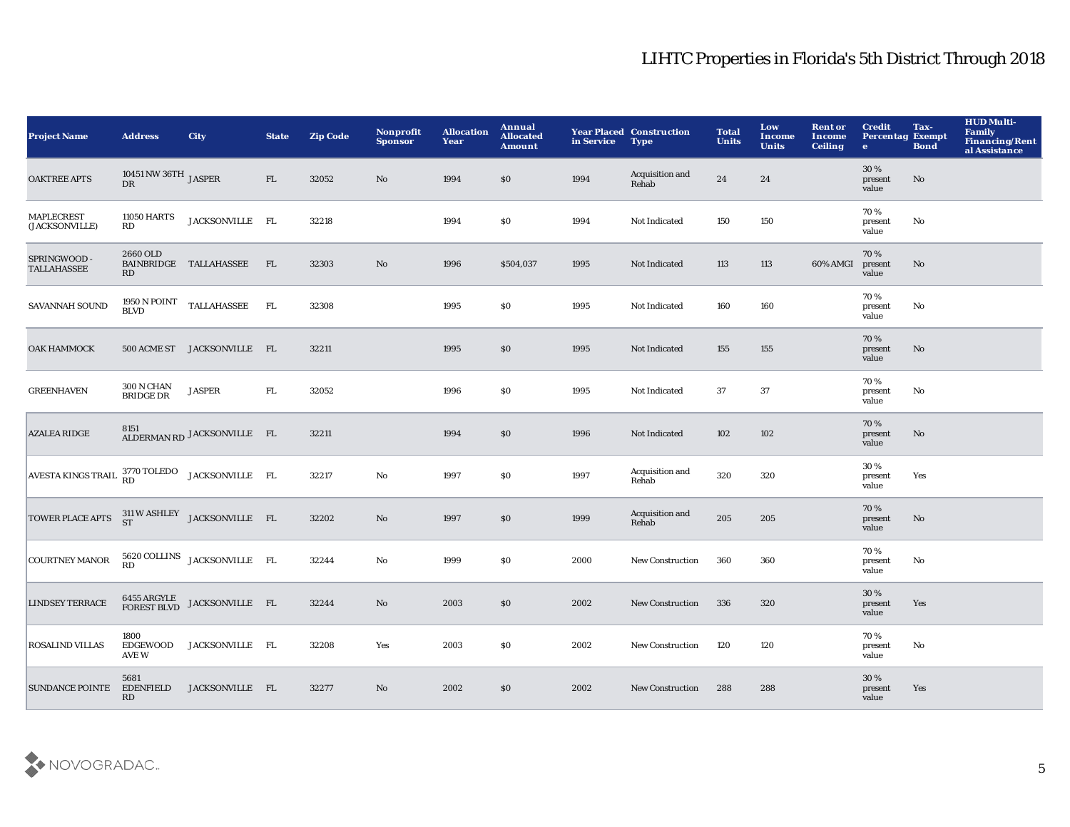# LIHTC Properties in Florida's 5th District Through 2018

| Project Name | Address | City | State | Zip Code | Nonprofit Sponsor | Allocation Year | Annual Allocated Amount | Year Placed in Service | Construction Type | Total Units | Low Income Units | Rent or Income Ceiling | Credit Percentage | Tax-Exempt Bond | HUD Multi-Family Financing/Rental Assistance |
|---|---|---|---|---|---|---|---|---|---|---|---|---|---|---|---|
| OAKTREE APTS | 10451 NW 36TH DR | JASPER | FL | 32052 | No | 1994 | $0 | 1994 | Acquisition and Rehab | 24 | 24 | | 30 % present value | No | |
| MAPLECREST (JACKSONVILLE) | 11050 HARTS RD | JACKSONVILLE | FL | 32218 | | 1994 | $0 | 1994 | Not Indicated | 150 | 150 | | 70 % present value | No | |
| SPRINGWOOD - TALLAHASSEE | 2660 OLD BAINBRIDGE RD | TALLAHASSEE | FL | 32303 | No | 1996 | $504,037 | 1995 | Not Indicated | 113 | 113 | 60% AMGI | 70 % present value | No | |
| SAVANNAH SOUND | 1950 N POINT BLVD | TALLAHASSEE | FL | 32308 | | 1995 | $0 | 1995 | Not Indicated | 160 | 160 | | 70 % present value | No | |
| OAK HAMMOCK | 500 ACME ST | JACKSONVILLE | FL | 32211 | | 1995 | $0 | 1995 | Not Indicated | 155 | 155 | | 70 % present value | No | |
| GREENHAVEN | 300 N CHAN BRIDGE DR | JASPER | FL | 32052 | | 1996 | $0 | 1995 | Not Indicated | 37 | 37 | | 70 % present value | No | |
| AZALEA RIDGE | 8151 ALDERMAN RD | JACKSONVILLE | FL | 32211 | | 1994 | $0 | 1996 | Not Indicated | 102 | 102 | | 70 % present value | No | |
| AVESTA KINGS TRAIL | 3770 TOLEDO RD | JACKSONVILLE | FL | 32217 | No | 1997 | $0 | 1997 | Acquisition and Rehab | 320 | 320 | | 30 % present value | Yes | |
| TOWER PLACE APTS | 311 W ASHLEY ST | JACKSONVILLE | FL | 32202 | No | 1997 | $0 | 1999 | Acquisition and Rehab | 205 | 205 | | 70 % present value | No | |
| COURTNEY MANOR | 5620 COLLINS RD | JACKSONVILLE | FL | 32244 | No | 1999 | $0 | 2000 | New Construction | 360 | 360 | | 70 % present value | No | |
| LINDSEY TERRACE | 6455 ARGYLE FOREST BLVD | JACKSONVILLE | FL | 32244 | No | 2003 | $0 | 2002 | New Construction | 336 | 320 | | 30 % present value | Yes | |
| ROSALIND VILLAS | 1800 EDGEWOOD AVE W | JACKSONVILLE | FL | 32208 | Yes | 2003 | $0 | 2002 | New Construction | 120 | 120 | | 70 % present value | No | |
| SUNDANCE POINTE | 5681 EDENFIELD RD | JACKSONVILLE | FL | 32277 | No | 2002 | $0 | 2002 | New Construction | 288 | 288 | | 30 % present value | Yes | |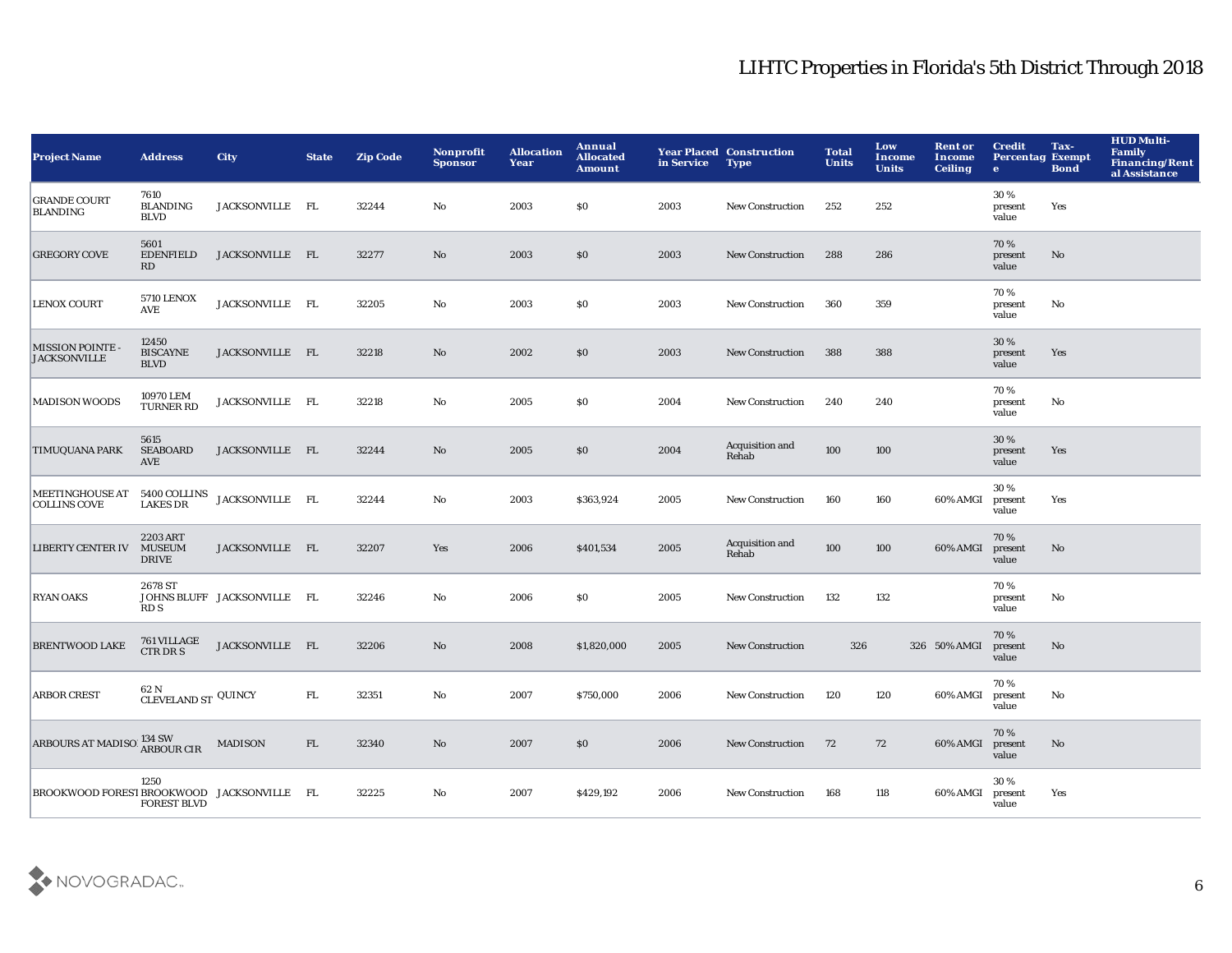# LIHTC Properties in Florida's 5th District Through 2018

| Project Name | Address | City | State | Zip Code | Nonprofit Sponsor | Allocation Year | Annual Allocated Amount | Year Placed in Service | Construction Type | Total Units | Low Income Units | Rent or Income Ceiling | Credit Percentage | Tax-Exempt Bond | HUD Multi-Family Financing/Rental Assistance |
|---|---|---|---|---|---|---|---|---|---|---|---|---|---|---|---|
| GRANDE COURT BLANDING | 7610 BLANDING BLVD | JACKSONVILLE | FL | 32244 | No | 2003 | $0 | 2003 | New Construction | 252 | 252 | | 30 % present value | Yes | |
| GREGORY COVE | 5601 EDENFIELD RD | JACKSONVILLE | FL | 32277 | No | 2003 | $0 | 2003 | New Construction | 288 | 286 | | 70 % present value | No | |
| LENOX COURT | 5710 LENOX AVE | JACKSONVILLE | FL | 32205 | No | 2003 | $0 | 2003 | New Construction | 360 | 359 | | 70 % present value | No | |
| MISSION POINTE - JACKSONVILLE | 12450 BISCAYNE BLVD | JACKSONVILLE | FL | 32218 | No | 2002 | $0 | 2003 | New Construction | 388 | 388 | | 30 % present value | Yes | |
| MADISON WOODS | 10970 LEM TURNER RD | JACKSONVILLE | FL | 32218 | No | 2005 | $0 | 2004 | New Construction | 240 | 240 | | 70 % present value | No | |
| TIMUQUANA PARK | 5615 SEABOARD AVE | JACKSONVILLE | FL | 32244 | No | 2005 | $0 | 2004 | Acquisition and Rehab | 100 | 100 | | 30 % present value | Yes | |
| MEETINGHOUSE AT COLLINS COVE | 5400 COLLINS LAKES DR | JACKSONVILLE | FL | 32244 | No | 2003 | $363,924 | 2005 | New Construction | 160 | 160 | 60% AMGI | 30 % present value | Yes | |
| LIBERTY CENTER IV | 2203 ART MUSEUM DRIVE | JACKSONVILLE | FL | 32207 | Yes | 2006 | $401,534 | 2005 | Acquisition and Rehab | 100 | 100 | 60% AMGI | 70 % present value | No | |
| RYAN OAKS | 2678 ST JOHNS BLUFF RD S | JACKSONVILLE | FL | 32246 | No | 2006 | $0 | 2005 | New Construction | 132 | 132 | | 70 % present value | No | |
| BRENTWOOD LAKE | 761 VILLAGE CTR DR S | JACKSONVILLE | FL | 32206 | No | 2008 | $1,820,000 | 2005 | New Construction | 326 | 326 | 50% AMGI | 70 % present value | No | |
| ARBOR CREST | 62 N CLEVELAND ST | QUINCY | FL | 32351 | No | 2007 | $750,000 | 2006 | New Construction | 120 | 120 | 60% AMGI | 70 % present value | No | |
| ARBOURS AT MADISO | 134 SW ARBOUR CIR | MADISON | FL | 32340 | No | 2007 | $0 | 2006 | New Construction | 72 | 72 | 60% AMGI | 70 % present value | No | |
| BROOKWOOD FOREST | 1250 BROOKWOOD FOREST BLVD | JACKSONVILLE | FL | 32225 | No | 2007 | $429,192 | 2006 | New Construction | 168 | 118 | 60% AMGI | 30 % present value | Yes | |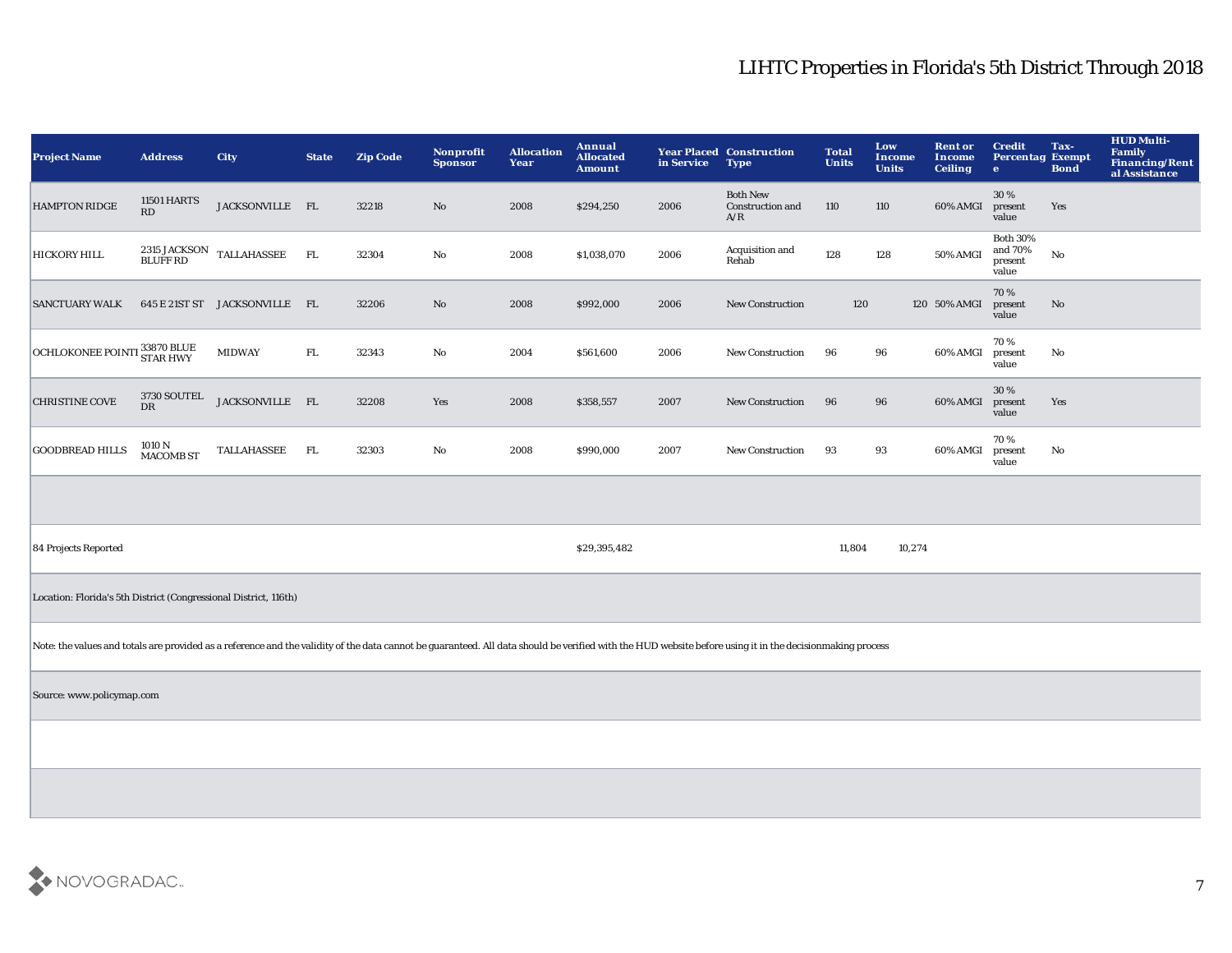# LIHTC Properties in Florida's 5th District Through 2018

| Project Name | Address | City | State | Zip Code | Nonprofit Sponsor | Allocation Year | Annual Allocated Amount | Year Placed in Service | Construction Type | Total Units | Low Income Units | Rent or Income Ceiling | Credit Percentage | Tax-Exempt Bond | HUD Multi-Family Financing/Rental Assistance |
|---|---|---|---|---|---|---|---|---|---|---|---|---|---|---|---|
| HAMPTON RIDGE | 11501 HARTS RD | JACKSONVILLE | FL | 32218 | No | 2008 | $294,250 | 2006 | Both New Construction and A/R | 110 | 110 | 60% AMGI | 30 % present value | Yes | |
| HICKORY HILL | 2315 JACKSON BLUFF RD | TALLAHASSEE | FL | 32304 | No | 2008 | $1,038,070 | 2006 | Acquisition and Rehab | 128 | 128 | 50% AMGI | Both 30% and 70% present value | No | |
| SANCTUARY WALK | 645 E 21ST ST | JACKSONVILLE | FL | 32206 | No | 2008 | $992,000 | 2006 | New Construction | 120 | 120 | 50% AMGI | 70 % present value | No | |
| OCHLOKONEE POINTE | 33870 BLUE STAR HWY | MIDWAY | FL | 32343 | No | 2004 | $561,600 | 2006 | New Construction | 96 | 96 | 60% AMGI | 70 % present value | No | |
| CHRISTINE COVE | 3730 SOUTEL DR | JACKSONVILLE | FL | 32208 | Yes | 2008 | $358,557 | 2007 | New Construction | 96 | 96 | 60% AMGI | 30 % present value | Yes | |
| GOODBREAD HILLS | 1010 N MACOMB ST | TALLAHASSEE | FL | 32303 | No | 2008 | $990,000 | 2007 | New Construction | 93 | 93 | 60% AMGI | 70 % present value | No | |
| 84 Projects Reported | | | | | | | $29,395,482 | | | 11,804 | 10,274 | | | | |

Location: Florida's 5th District (Congressional District, 116th)

Note: the values and totals are provided as a reference and the validity of the data cannot be guaranteed. All data should be verified with the HUD website before using it in the decisionmaking process

Source: www.policymap.com